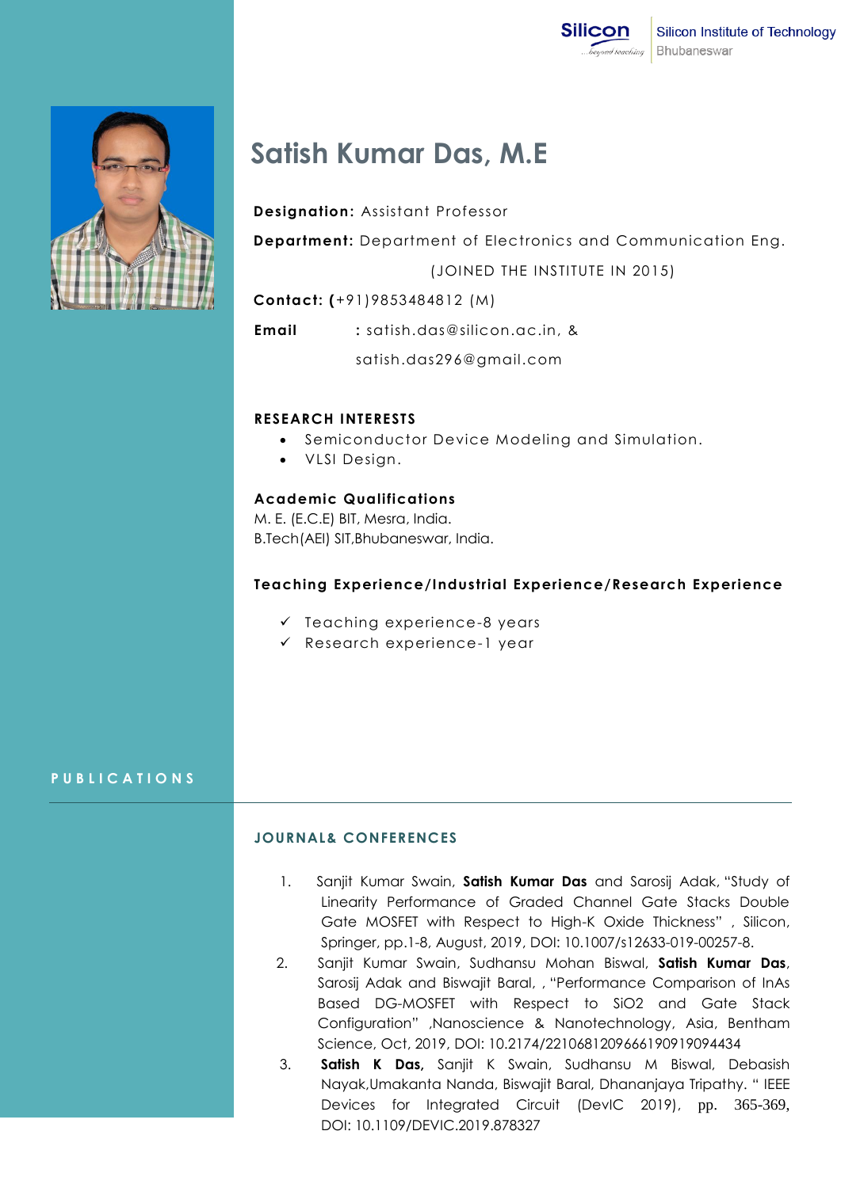Silicon Institute of Technology
Bhubaneswar

# Satish Kumar Das, M.E

**Designation:** Assistant Professor

**Department:** Department of Electronics and Communication Eng.

(JOINED THE INSTITUTE IN 2015)

**Contact: (**+91)9853484812 (M)

**Email** : satish.das@silicon.ac.in, &

satish.das296@gmail.com

## RESEARCH INTERESTS

- Semiconductor Device Modeling and Simulation.
- VLSI Design.

## Academic Qualifications

M. E. (E.C.E) BIT, Mesra, India.
B.Tech(AEI) SIT,Bhubaneswar, India.

## Teaching Experience/Industrial Experience/Research Experience

- ✓ Teaching experience-8 years
- ✓ Research experience-1 year

## PUBLICATIONS

### JOURNAL& CONFERENCES

1. Sanjit Kumar Swain, **Satish Kumar Das** and Sarosij Adak, "Study of Linearity Performance of Graded Channel Gate Stacks Double Gate MOSFET with Respect to High-K Oxide Thickness" , Silicon, Springer, pp.1-8, August, 2019, DOI: 10.1007/s12633-019-00257-8.
2. Sanjit Kumar Swain, Sudhansu Mohan Biswal, **Satish Kumar Das**, Sarosij Adak and Biswajit Baral, , "Performance Comparison of InAs Based DG-MOSFET with Respect to SiO2 and Gate Stack Configuration" ,Nanoscience & Nanotechnology, Asia, Bentham Science, Oct, 2019, DOI: 10.2174/2210681209666190919094434
3. **Satish K Das,** Sanjit K Swain, Sudhansu M Biswal, Debasish Nayak,Umakanta Nanda, Biswajit Baral, Dhananjaya Tripathy. " IEEE Devices for Integrated Circuit (DevIC 2019), pp. 365-369, DOI: 10.1109/DEVIC.2019.878327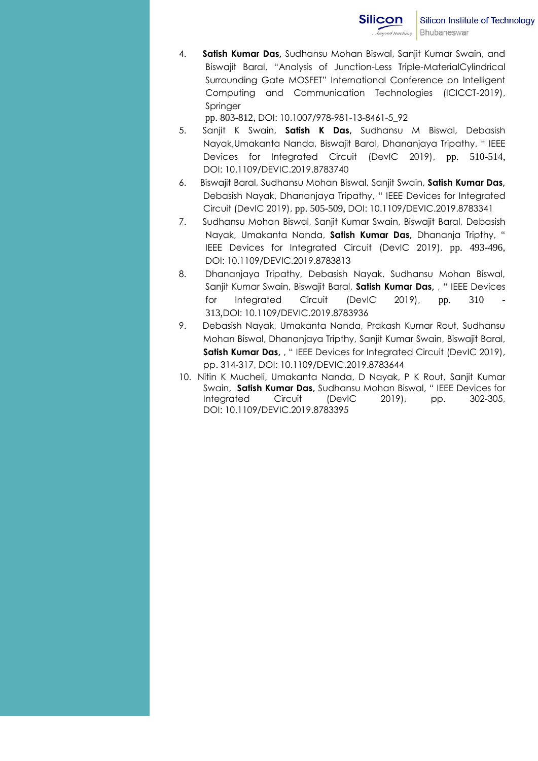4. **Satish Kumar Das,** Sudhansu Mohan Biswal, Sanjit Kumar Swain, and Biswajit Baral, "Analysis of Junction-Less Triple-MaterialCylindrical Surrounding Gate MOSFET" International Conference on Intelligent Computing and Communication Technologies (ICICCT-2019), Springer
   pp. 803-812, DOI: 10.1007/978-981-13-8461-5_92
5. Sanjit K Swain, **Satish K Das,** Sudhansu M Biswal, Debasish Nayak,Umakanta Nanda, Biswajit Baral, Dhananjaya Tripathy. " IEEE Devices for Integrated Circuit (DevIC 2019), pp. 510-514, DOI: 10.1109/DEVIC.2019.8783740
6. Biswajit Baral, Sudhansu Mohan Biswal, Sanjit Swain, **Satish Kumar Das,** Debasish Nayak, Dhananjaya Tripathy, " IEEE Devices for Integrated Circuit (DevIC 2019), pp. 505-509, DOI: 10.1109/DEVIC.2019.8783341
7. Sudhansu Mohan Biswal, Sanjit Kumar Swain, Biswajit Baral, Debasish Nayak, Umakanta Nanda, **Satish Kumar Das,** Dhananja Tripthy, " IEEE Devices for Integrated Circuit (DevIC 2019), pp. 493-496, DOI: 10.1109/DEVIC.2019.8783813
8. Dhananjaya Tripathy, Debasish Nayak, Sudhansu Mohan Biswal, Sanjit Kumar Swain, Biswajit Baral, **Satish Kumar Das,** , " IEEE Devices for Integrated Circuit (DevIC 2019), pp. 310 - 313,DOI: 10.1109/DEVIC.2019.8783936
9. Debasish Nayak, Umakanta Nanda, Prakash Kumar Rout, Sudhansu Mohan Biswal, Dhananjaya Tripthy, Sanjit Kumar Swain, Biswajit Baral, **Satish Kumar Das,** , " IEEE Devices for Integrated Circuit (DevIC 2019), pp. 314-317, DOI: 10.1109/DEVIC.2019.8783644
10. Nitin K Mucheli, Umakanta Nanda, D Nayak, P K Rout, Sanjit Kumar Swain, **Satish Kumar Das,** Sudhansu Mohan Biswal, " IEEE Devices for Integrated Circuit (DevIC 2019), pp. 302-305, DOI: 10.1109/DEVIC.2019.8783395